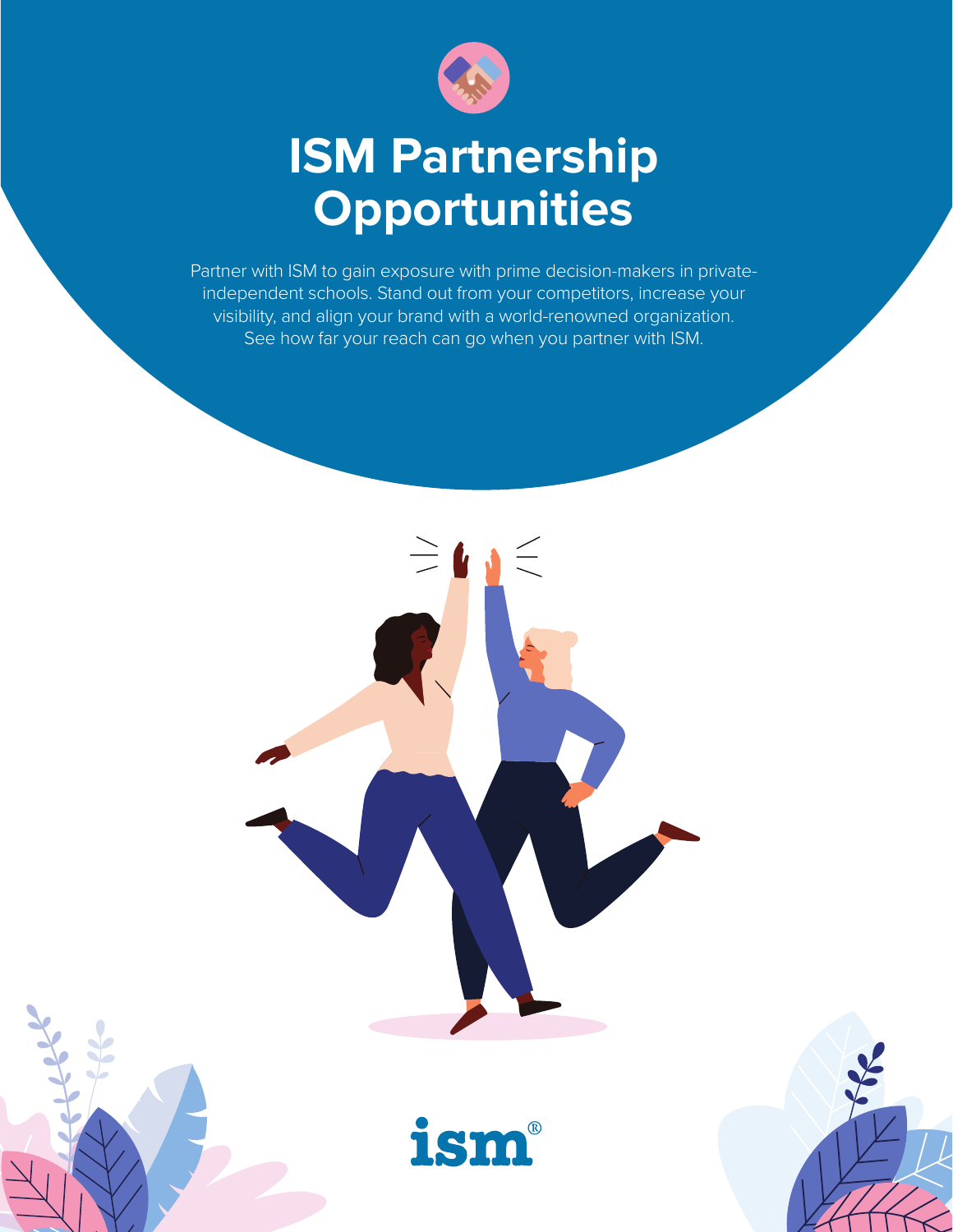# ISM Partnership Opportunities

Partner with ISM to gain exposure with prime decision-makers in private-independent schools. Stand out from your competitors, increase your visibility, and align your brand with a world-renowned organization. See how far your reach can go when you partner with ISM.

ism®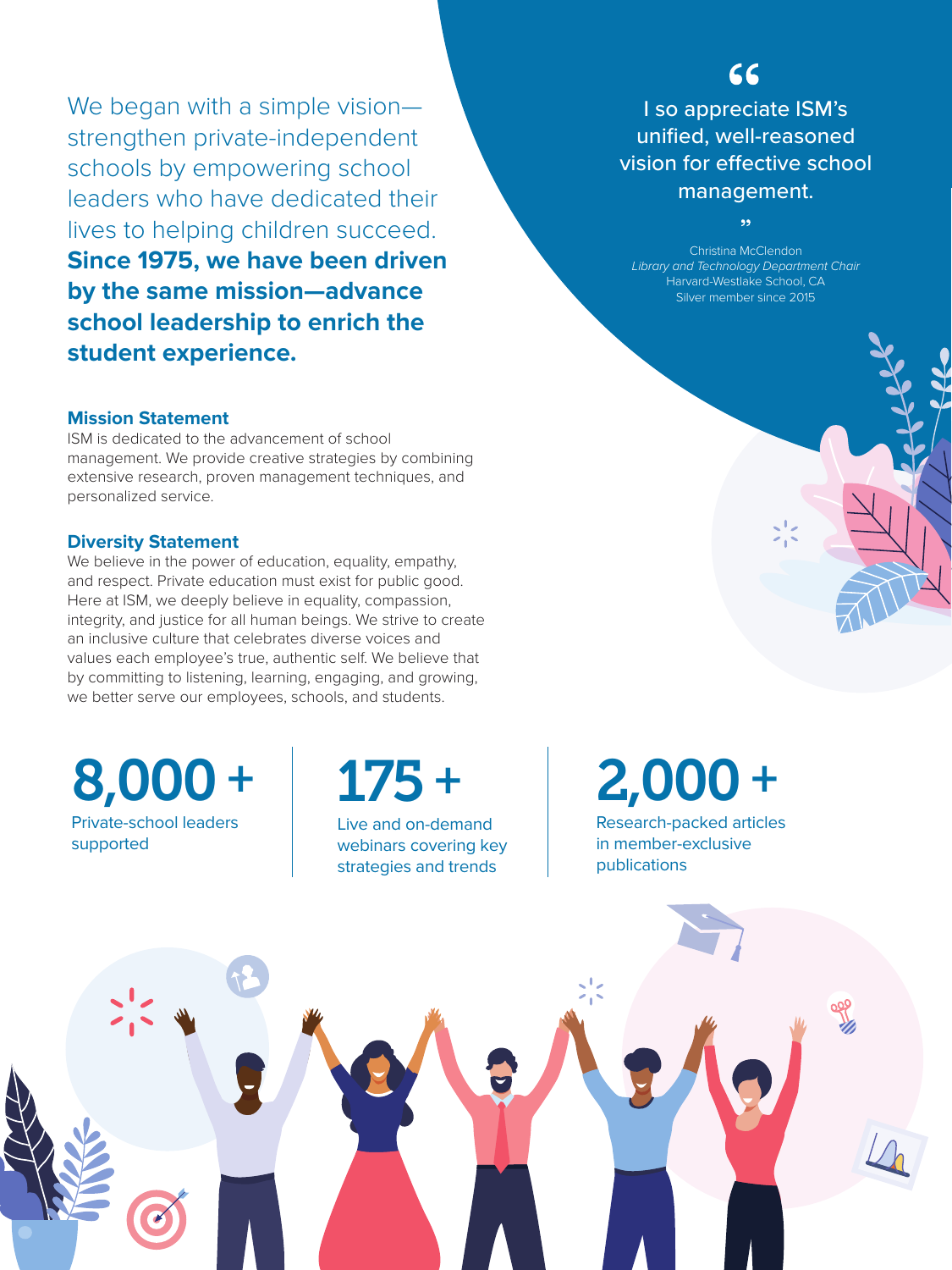We began with a simple vision—strengthen private-independent schools by empowering school leaders who have dedicated their lives to helping children succeed. **Since 1975, we have been driven by the same mission—advance school leadership to enrich the student experience.**

> I so appreciate ISM's unified, well-reasoned vision for effective school management.
>
> Christina McClendon
> *Library and Technology Department Chair*
> Harvard-Westlake School, CA
> Silver member since 2015

### Mission Statement

ISM is dedicated to the advancement of school management. We provide creative strategies by combining extensive research, proven management techniques, and personalized service.

### Diversity Statement

We believe in the power of education, equality, empathy, and respect. Private education must exist for public good. Here at ISM, we deeply believe in equality, compassion, integrity, and justice for all human beings. We strive to create an inclusive culture that celebrates diverse voices and values each employee's true, authentic self. We believe that by committing to listening, learning, engaging, and growing, we better serve our employees, schools, and students.

**8,000 +**
Private-school leaders supported

**175 +**
Live and on-demand webinars covering key strategies and trends

**2,000 +**
Research-packed articles in member-exclusive publications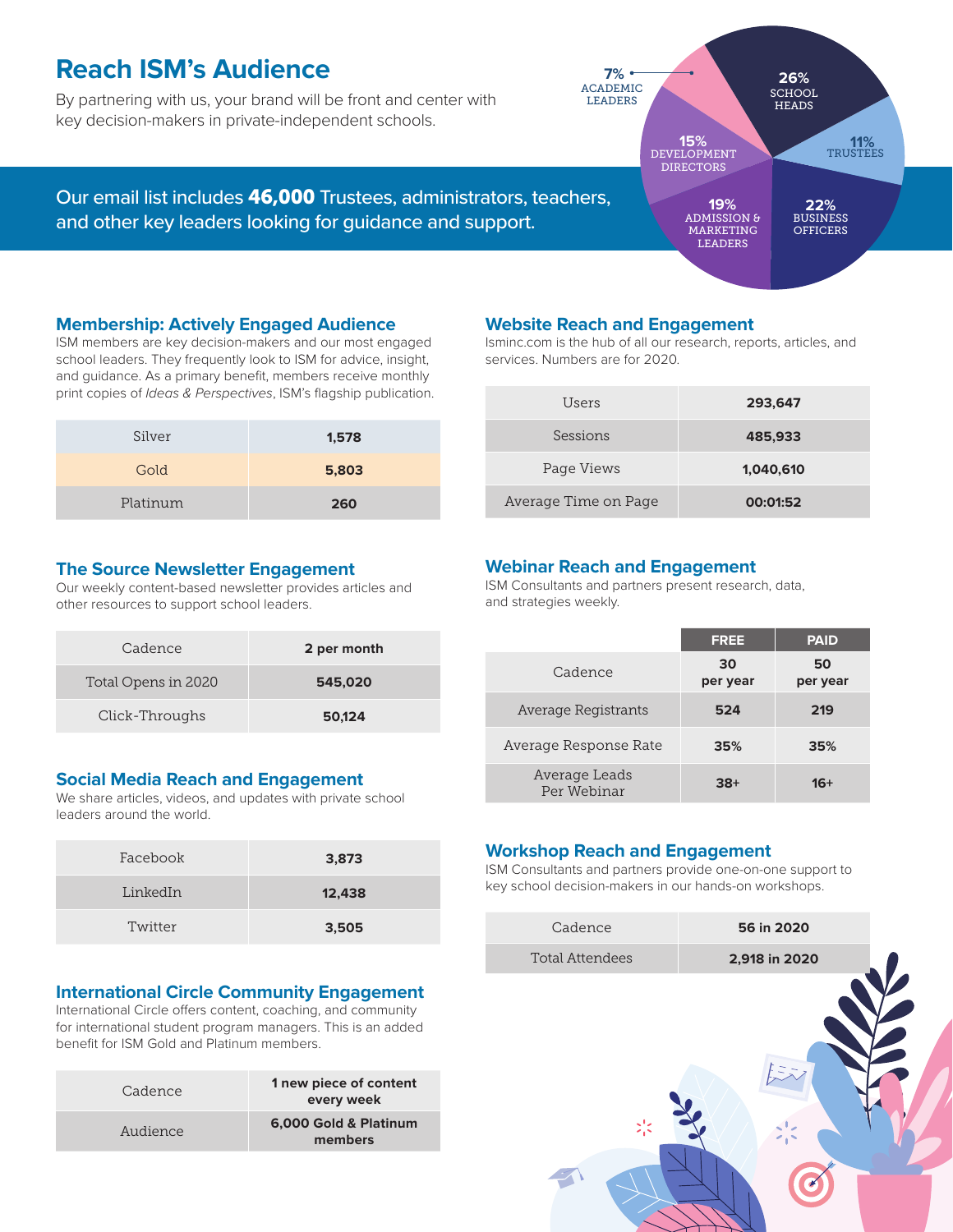# Reach ISM's Audience

By partnering with us, your brand will be front and center with key decision-makers in private-independent schools.

Our email list includes **46,000** Trustees, administrators, teachers, and other key leaders looking for guidance and support.

- 26% School Heads
- 11% Trustees
- 22% Business Officers
- 19% Admission & Marketing Leaders
- 15% Development Directors
- 7% Academic Leaders

## Membership: Actively Engaged Audience

ISM members are key decision-makers and our most engaged school leaders. They frequently look to ISM for advice, insight, and guidance. As a primary benefit, members receive monthly print copies of *Ideas & Perspectives*, ISM's flagship publication.

| | |
|---|---|
| Silver | **1,578** |
| Gold | **5,803** |
| Platinum | **260** |

## The Source Newsletter Engagement

Our weekly content-based newsletter provides articles and other resources to support school leaders.

| | |
|---|---|
| Cadence | **2 per month** |
| Total Opens in 2020 | **545,020** |
| Click-Throughs | **50,124** |

## Social Media Reach and Engagement

We share articles, videos, and updates with private school leaders around the world.

| | |
|---|---|
| Facebook | **3,873** |
| LinkedIn | **12,438** |
| Twitter | **3,505** |

## International Circle Community Engagement

International Circle offers content, coaching, and community for international student program managers. This is an added benefit for ISM Gold and Platinum members.

| | |
|---|---|
| Cadence | **1 new piece of content every week** |
| Audience | **6,000 Gold & Platinum members** |

## Website Reach and Engagement

Isminc.com is the hub of all our research, reports, articles, and services. Numbers are for 2020.

| | |
|---|---|
| Users | **293,647** |
| Sessions | **485,933** |
| Page Views | **1,040,610** |
| Average Time on Page | **00:01:52** |

## Webinar Reach and Engagement

ISM Consultants and partners present research, data, and strategies weekly.

| | FREE | PAID |
|---|---|---|
| Cadence | **30 per year** | **50 per year** |
| Average Registrants | **524** | **219** |
| Average Response Rate | **35%** | **35%** |
| Average Leads Per Webinar | **38+** | **16+** |

## Workshop Reach and Engagement

ISM Consultants and partners provide one-on-one support to key school decision-makers in our hands-on workshops.

| | |
|---|---|
| Cadence | **56 in 2020** |
| Total Attendees | **2,918 in 2020** |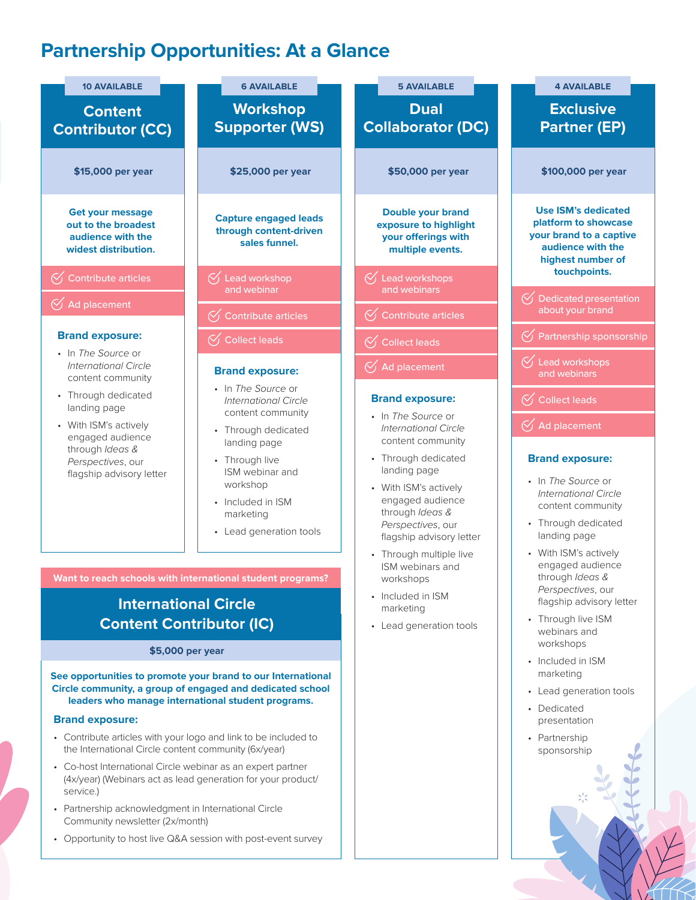# Partnership Opportunities: At a Glance

## Content Contributor (CC)

**10 AVAILABLE**

**$15,000 per year**

**Get your message out to the broadest audience with the widest distribution.**

- Contribute articles
- Ad placement

### Brand exposure:

- In *The Source* or *International Circle* content community
- Through dedicated landing page
- With ISM's actively engaged audience through *Ideas & Perspectives*, our flagship advisory letter

## Workshop Supporter (WS)

**6 AVAILABLE**

**$25,000 per year**

**Capture engaged leads through content-driven sales funnel.**

- Lead workshop and webinar
- Contribute articles
- Collect leads

### Brand exposure:

- In *The Source* or *International Circle* content community
- Through dedicated landing page
- Through live ISM webinar and workshop
- Included in ISM marketing
- Lead generation tools

## Dual Collaborator (DC)

**5 AVAILABLE**

**$50,000 per year**

**Double your brand exposure to highlight your offerings with multiple events.**

- Lead workshops and webinars
- Contribute articles
- Collect leads
- Ad placement

### Brand exposure:

- In *The Source* or *International Circle* content community
- Through dedicated landing page
- With ISM's actively engaged audience through *Ideas & Perspectives*, our flagship advisory letter
- Through multiple live ISM webinars and workshops
- Included in ISM marketing
- Lead generation tools

## Exclusive Partner (EP)

**4 AVAILABLE**

**$100,000 per year**

**Use ISM's dedicated platform to showcase your brand to a captive audience with the highest number of touchpoints.**

- Dedicated presentation about your brand
- Partnership sponsorship
- Lead workshops and webinars
- Collect leads
- Ad placement

### Brand exposure:

- In *The Source* or *International Circle* content community
- Through dedicated landing page
- With ISM's actively engaged audience through *Ideas & Perspectives*, our flagship advisory letter
- Through live ISM webinars and workshops
- Included in ISM marketing
- Lead generation tools
- Dedicated presentation
- Partnership sponsorship

## International Circle Content Contributor (IC)

**Want to reach schools with international student programs?**

**$5,000 per year**

**See opportunities to promote your brand to our International Circle community, a group of engaged and dedicated school leaders who manage international student programs.**

### Brand exposure:

- Contribute articles with your logo and link to be included to the International Circle content community (6x/year)
- Co-host International Circle webinar as an expert partner (4x/year) (Webinars act as lead generation for your product/service.)
- Partnership acknowledgment in International Circle Community newsletter (2x/month)
- Opportunity to host live Q&A session with post-event survey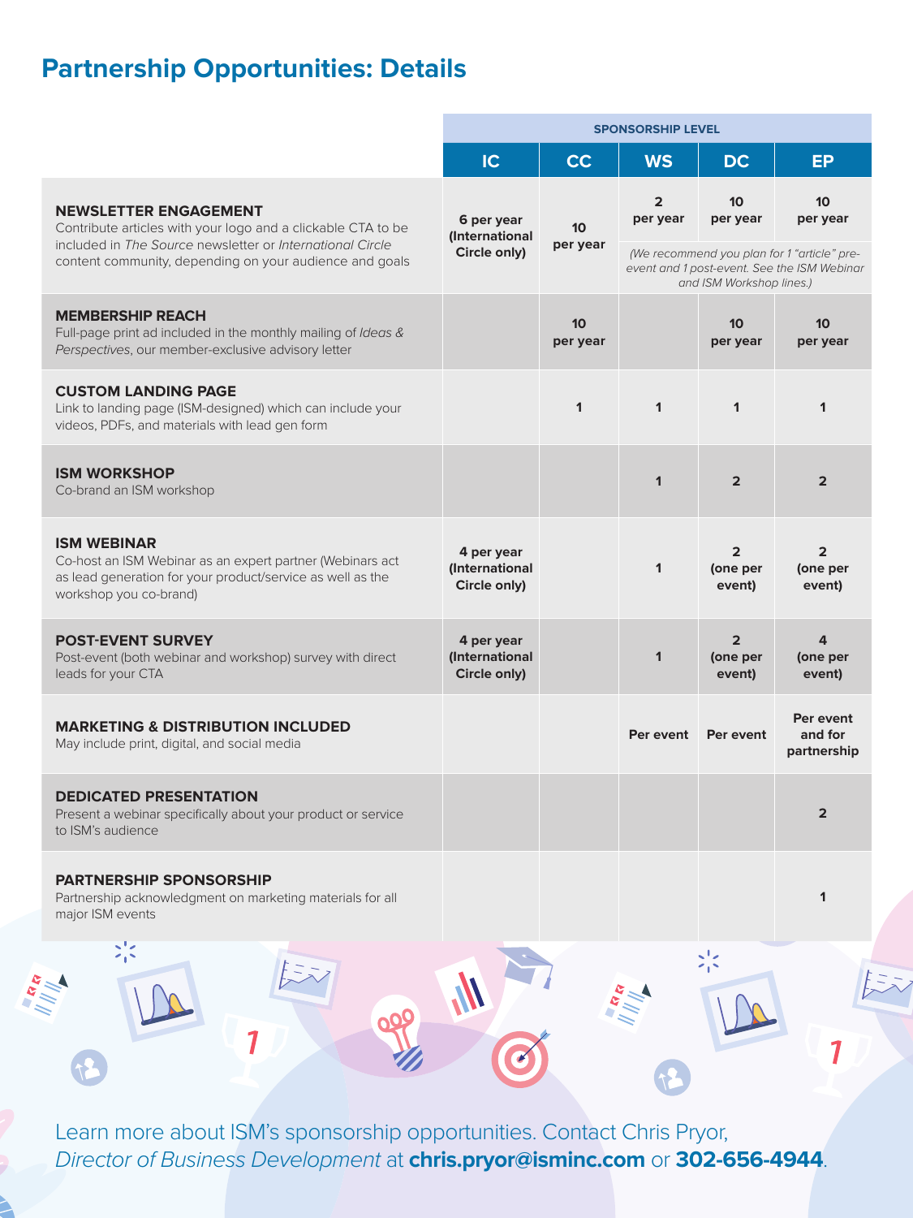## Partnership Opportunities: Details

| | SPONSORSHIP LEVEL | | | | |
|---|---|---|---|---|---|
| | IC | CC | WS | DC | EP |
| **NEWSLETTER ENGAGEMENT**<br>Contribute articles with your logo and a clickable CTA to be included in *The Source* newsletter or *International Circle* content community, depending on your audience and goals | 6 per year (International Circle only) | 10 per year | 2 per year | 10 per year | 10 per year<br>*(We recommend you plan for 1 "article" pre-event and 1 post-event. See the ISM Webinar and ISM Workshop lines.)* |
| **MEMBERSHIP REACH**<br>Full-page print ad included in the monthly mailing of *Ideas & Perspectives*, our member-exclusive advisory letter | | 10 per year | | 10 per year | 10 per year |
| **CUSTOM LANDING PAGE**<br>Link to landing page (ISM-designed) which can include your videos, PDFs, and materials with lead gen form | | 1 | 1 | 1 | 1 |
| **ISM WORKSHOP**<br>Co-brand an ISM workshop | | | 1 | 2 | 2 |
| **ISM WEBINAR**<br>Co-host an ISM Webinar as an expert partner (Webinars act as lead generation for your product/service as well as the workshop you co-brand) | 4 per year (International Circle only) | | 1 | 2 (one per event) | 2 (one per event) |
| **POST-EVENT SURVEY**<br>Post-event (both webinar and workshop) survey with direct leads for your CTA | 4 per year (International Circle only) | | 1 | 2 (one per event) | 4 (one per event) |
| **MARKETING & DISTRIBUTION INCLUDED**<br>May include print, digital, and social media | | | Per event | Per event | Per event and for partnership |
| **DEDICATED PRESENTATION**<br>Present a webinar specifically about your product or service to ISM's audience | | | | | 2 |
| **PARTNERSHIP SPONSORSHIP**<br>Partnership acknowledgment on marketing materials for all major ISM events | | | | | 1 |

Learn more about ISM's sponsorship opportunities. Contact Chris Pryor, *Director of Business Development* at **chris.pryor@isminc.com** or **302-656-4944**.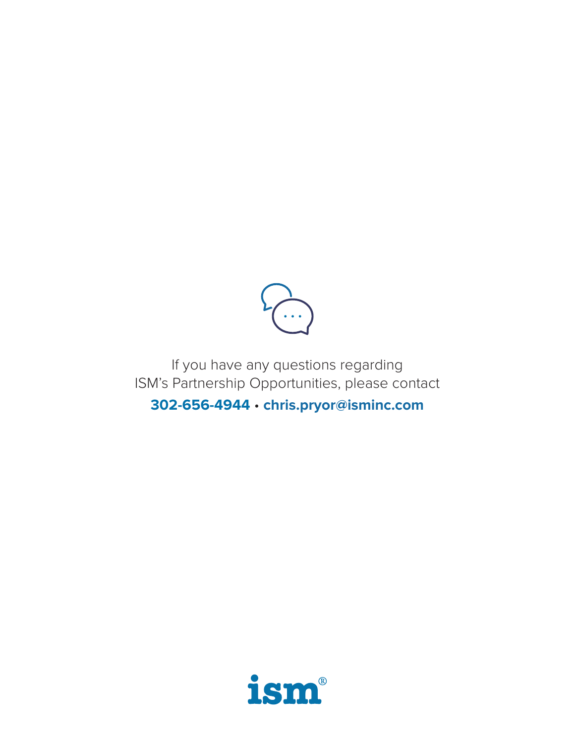If you have any questions regarding
ISM's Partnership Opportunities, please contact

**302-656-4944** • **chris.pryor@isminc.com**

ism®